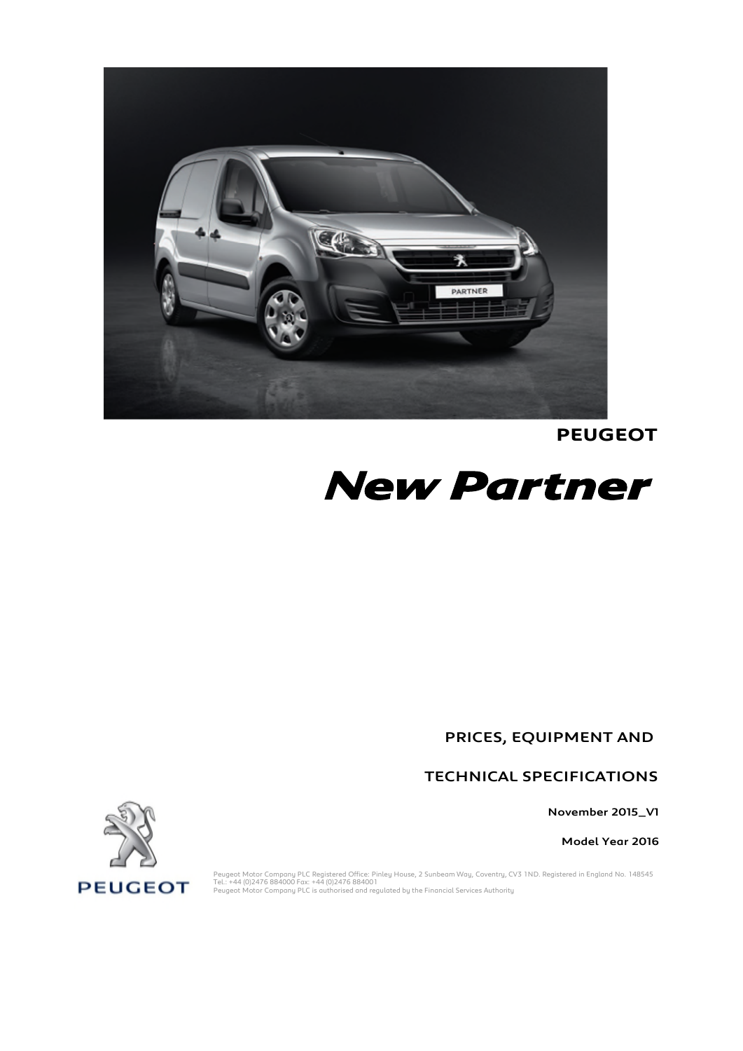**PEUGEOT**

# *New Partner*

## PRICES, EQUIPMENT AND

## TECHNICAL SPECIFICATIONS

**November 2015_V1**

**Model Year 2016**

PEUGEOT

Peugeot Motor Company PLC Registered Office: Pinley House, 2 Sunbeam Way, Coventry, CV3 1ND. Registered in England No. 148545
Tel.: +44 (0)2476 884000 Fax: +44 (0)2476 884001
Peugeot Motor Company PLC is authorised and regulated by the Financial Services Authority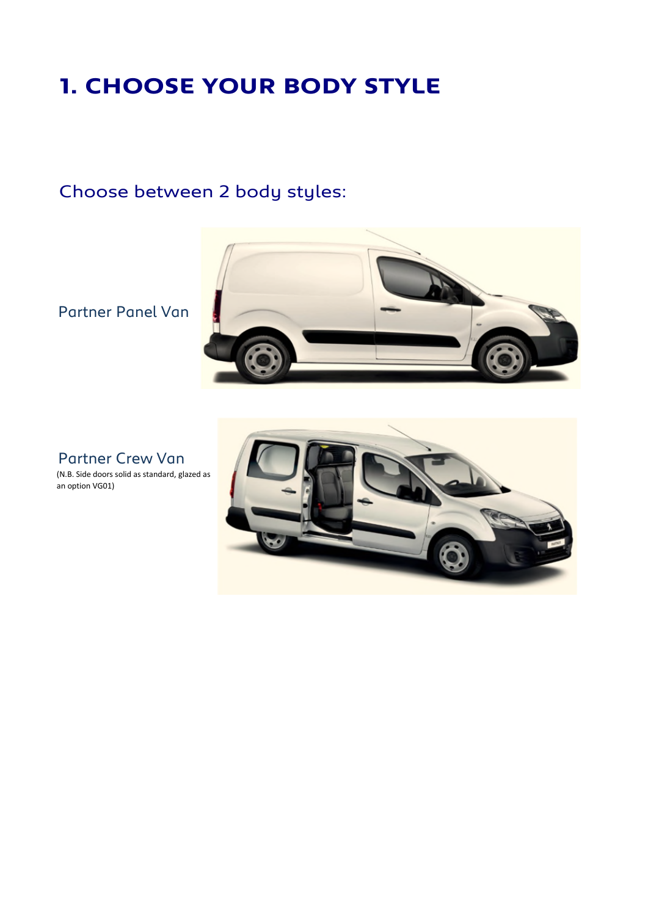# 1. CHOOSE YOUR BODY STYLE

## Choose between 2 body styles:

Partner Panel Van

Partner Crew Van

(N.B. Side doors solid as standard, glazed as an option VG01)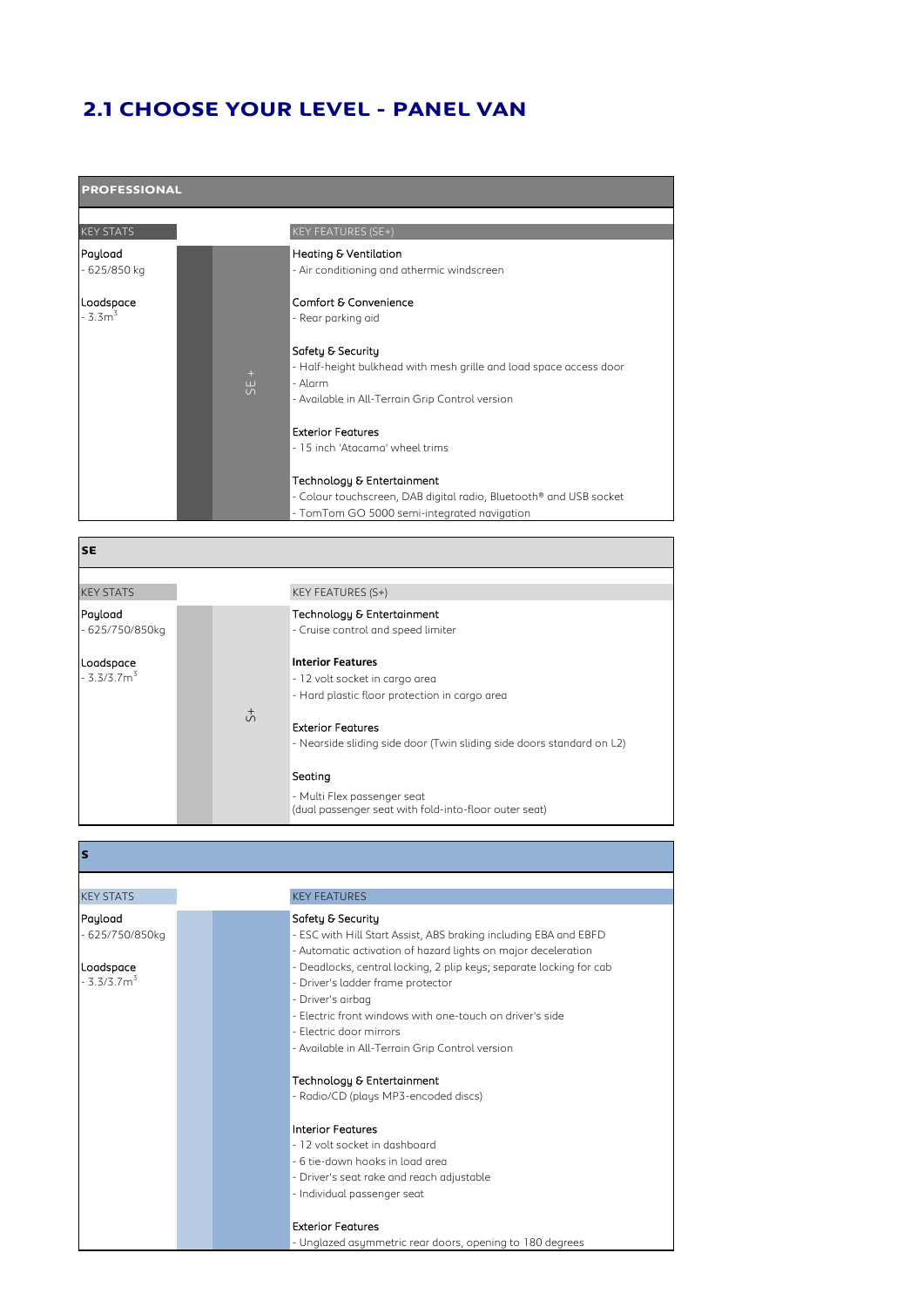## 2.1 CHOOSE YOUR LEVEL - PANEL VAN

### PROFESSIONAL

| KEY STATS | | KEY FEATURES (SE+) |
|---|---|---|
| **Payload**<br>- 625/850 kg<br><br>**Loadspace**<br>- 3.3m$^3$ | SE + | **Heating & Ventilation**<br>- Air conditioning and athermic windscreen<br><br>**Comfort & Convenience**<br>- Rear parking aid<br><br>**Safety & Security**<br>- Half-height bulkhead with mesh grille and load space access door<br>- Alarm<br>- Available in All-Terrain Grip Control version<br><br>**Exterior Features**<br>- 15 inch 'Atacama' wheel trims<br><br>**Technology & Entertainment**<br>- Colour touchscreen, DAB digital radio, Bluetooth® and USB socket<br>- TomTom GO 5000 semi-integrated navigation |

### SE

| KEY STATS | | KEY FEATURES (S+) |
|---|---|---|
| **Payload**<br>- 625/750/850kg<br><br>**Loadspace**<br>- 3.3/3.7m$^3$ | S+ | **Technology & Entertainment**<br>- Cruise control and speed limiter<br><br>**Interior Features**<br>- 12 volt socket in cargo area<br>- Hard plastic floor protection in cargo area<br><br>**Exterior Features**<br>- Nearside sliding side door (Twin sliding side doors standard on L2)<br><br>**Seating**<br>- Multi Flex passenger seat<br>(dual passenger seat with fold-into-floor outer seat) |

### S

| KEY STATS | | KEY FEATURES |
|---|---|---|
| **Payload**<br>- 625/750/850kg<br><br>**Loadspace**<br>- 3.3/3.7m$^3$ | | **Safety & Security**<br>- ESC with Hill Start Assist, ABS braking including EBA and EBFD<br>- Automatic activation of hazard lights on major deceleration<br>- Deadlocks, central locking, 2 plip keys; separate locking for cab<br>- Driver's ladder frame protector<br>- Driver's airbag<br>- Electric front windows with one-touch on driver's side<br>- Electric door mirrors<br>- Available in All-Terrain Grip Control version<br><br>**Technology & Entertainment**<br>- Radio/CD (plays MP3-encoded discs)<br><br>**Interior Features**<br>- 12 volt socket in dashboard<br>- 6 tie-down hooks in load area<br>- Driver's seat rake and reach adjustable<br>- Individual passenger seat<br><br>**Exterior Features**<br>- Unglazed asymmetric rear doors, opening to 180 degrees |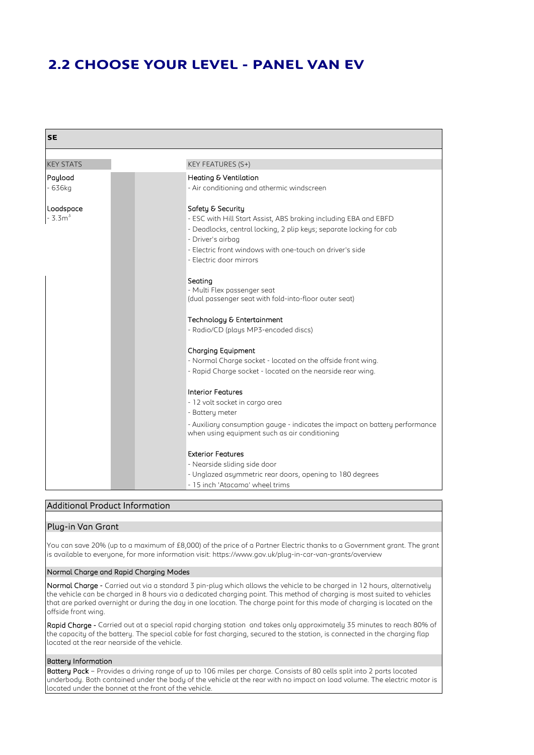# 2.2 CHOOSE YOUR LEVEL - PANEL VAN EV

## SE

| KEY STATS | KEY FEATURES (S+) |
|---|---|
| **Payload**<br>- 636kg | **Heating & Ventilation**<br>- Air conditioning and athermic windscreen |
| **Loadspace**<br>- 3.3m$^3$ | **Safety & Security**<br>- ESC with Hill Start Assist, ABS braking including EBA and EBFD<br>- Deadlocks, central locking, 2 plip keys; separate locking for cab<br>- Driver's airbag<br>- Electric front windows with one-touch on driver's side<br>- Electric door mirrors |
| | **Seating**<br>- Multi Flex passenger seat<br>(dual passenger seat with fold-into-floor outer seat) |
| | **Technology & Entertainment**<br>- Radio/CD (plays MP3-encoded discs) |
| | **Charging Equipment**<br>- Normal Charge socket - located on the offside front wing.<br>- Rapid Charge socket - located on the nearside rear wing. |
| | **Interior Features**<br>- 12 volt socket in cargo area<br>- Battery meter<br>- Auxiliary consumption gauge - indicates the impact on battery performance when using equipment such as air conditioning |
| | **Exterior Features**<br>- Nearside sliding side door<br>- Unglazed asymmetric rear doors, opening to 180 degrees<br>- 15 inch 'Atacama' wheel trims |

## Additional Product Information

### Plug-in Van Grant

You can save 20% (up to a maximum of £8,000) of the price of a Partner Electric thanks to a Government grant. The grant is available to everyone, for more information visit: https://www.gov.uk/plug-in-car-van-grants/overview

### Normal Charge and Rapid Charging Modes

**Normal Charge -** Carried out via a standard 3 pin-plug which allows the vehicle to be charged in 12 hours, alternatively the vehicle can be charged in 8 hours via a dedicated charging point. This method of charging is most suited to vehicles that are parked overnight or during the day in one location. The charge point for this mode of charging is located on the offside front wing.

**Rapid Charge -** Carried out at a special rapid charging station and takes only approximately 35 minutes to reach 80% of the capacity of the battery. The special cable for fast charging, secured to the station, is connected in the charging flap located at the rear nearside of the vehicle.

### Battery Information

**Battery Pack** – Provides a driving range of up to 106 miles per charge. Consists of 80 cells split into 2 parts located underbody. Both contained under the body of the vehicle at the rear with no impact on load volume. The electric motor is located under the bonnet at the front of the vehicle.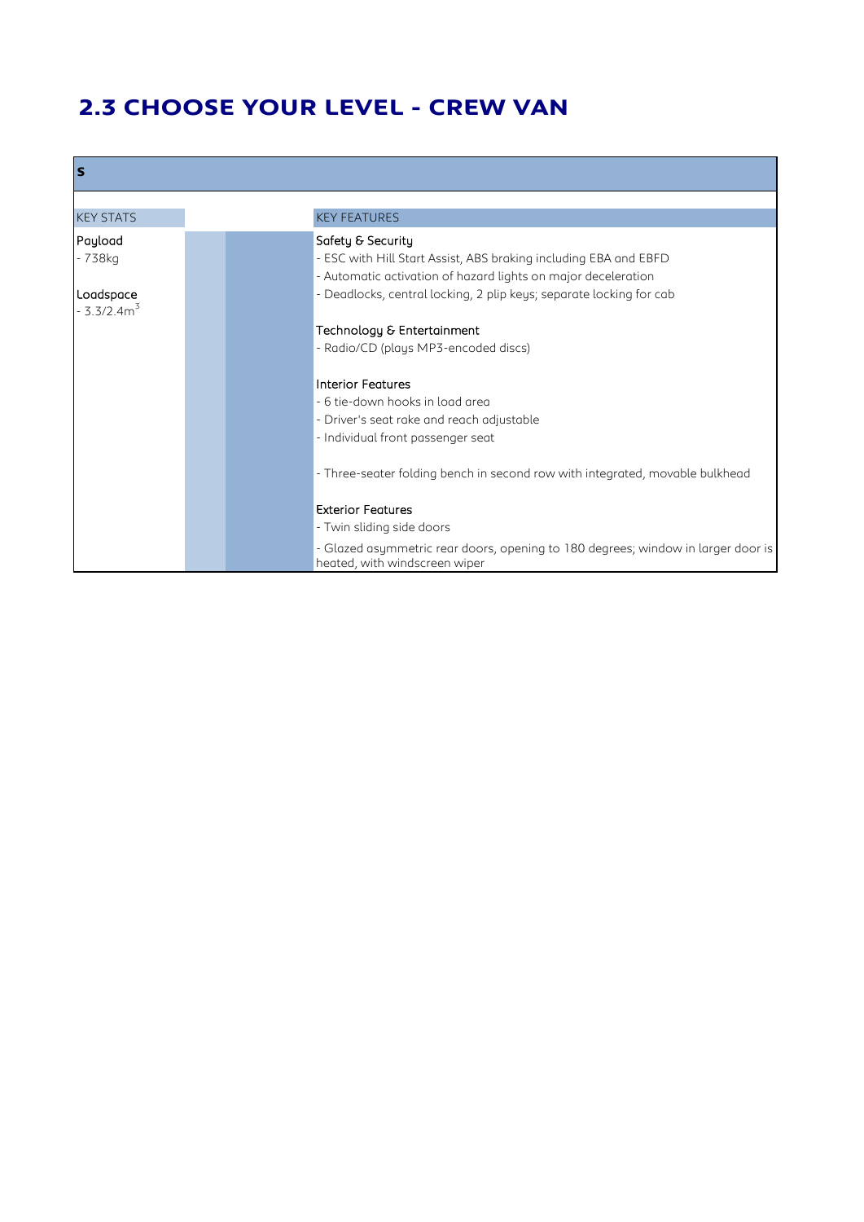## 2.3 CHOOSE YOUR LEVEL - CREW VAN

| S | | | |
|---|---|---|---|
| KEY STATS | | | KEY FEATURES |
| Payload<br>- 738kg<br><br>Loadspace<br>- 3.3/2.4m$^3$ | | | Safety & Security<br>- ESC with Hill Start Assist, ABS braking including EBA and EBFD<br>- Automatic activation of hazard lights on major deceleration<br>- Deadlocks, central locking, 2 plip keys; separate locking for cab<br><br>Technology & Entertainment<br>- Radio/CD (plays MP3-encoded discs)<br><br>Interior Features<br>- 6 tie-down hooks in load area<br>- Driver's seat rake and reach adjustable<br>- Individual front passenger seat<br><br>- Three-seater folding bench in second row with integrated, movable bulkhead<br><br>Exterior Features<br>- Twin sliding side doors<br>- Glazed asymmetric rear doors, opening to 180 degrees; window in larger door is heated, with windscreen wiper |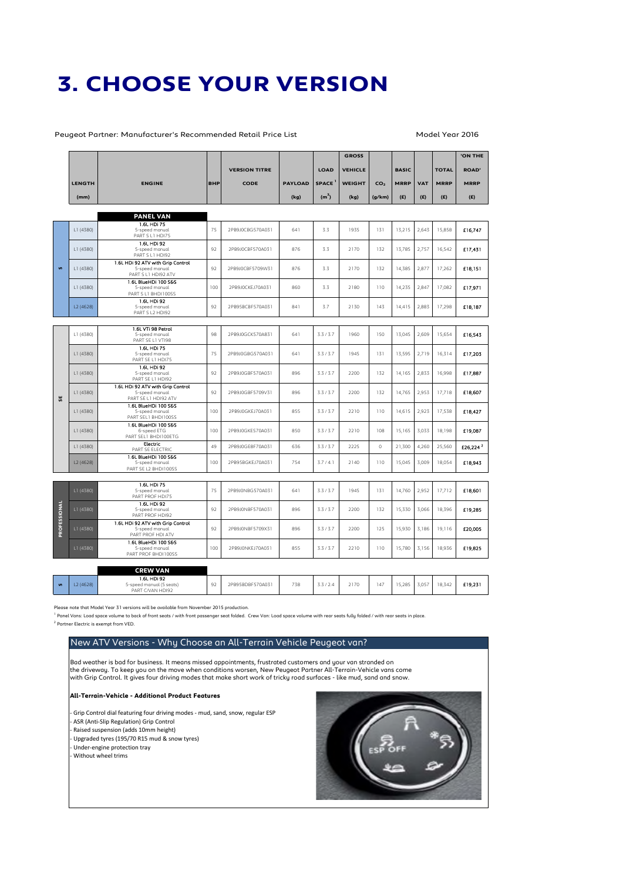# 3. CHOOSE YOUR VERSION

Peugeot Partner: Manufacturer's Recommended Retail Price List — Model Year 2016

| | LENGTH (mm) | ENGINE | BHP | VERSION TITRE CODE | PAYLOAD (kg) | LOAD SPACE[1] ($m^3$) | GROSS VEHICLE WEIGHT (kg) | $CO_2$ (g/km) | BASIC MRRP (£) | VAT (£) | TOTAL MRRP (£) | 'ON THE ROAD' MRRP (£) |
|---|---|---|---|---|---|---|---|---|---|---|---|---|
| | | **PANEL VAN** | | | | | | | | | | |
| S | L1 (4380) | 1.6L HDi 75<br>5-speed manual<br>PART S L1 HDI75 | 75 | 2PB9J0CBG570A031 | 641 | 3.3 | 1935 | 131 | 13,215 | 2,643 | 15,858 | £16,747 |
| S | L1 (4380) | 1.6L HDi 92<br>5-speed manual<br>PART S L1 HDI92 | 92 | 2PB9J0CBF570A031 | 876 | 3.3 | 2170 | 132 | 13,785 | 2,757 | 16,542 | £17,431 |
| S | L1 (4380) | 1.6L HDi 92 ATV with Grip Control<br>5-speed manual<br>PART S L1 HDI92 ATV | 92 | 2PB9J0CBF5709W31 | 876 | 3.3 | 2170 | 132 | 14,385 | 2,877 | 17,262 | £18,151 |
| S | L1 (4380) | 1.6L BlueHDi 100 S&S<br>5-speed manual<br>PART S L1 BHDI100SS | 100 | 2PB9J0CKEJ70A031 | 860 | 3.3 | 2180 | 110 | 14,235 | 2,847 | 17,082 | £17,971 |
| S | L2 (4628) | 1.6L HDi 92<br>5-speed manual<br>PART S L2 HDI92 | 92 | 2PB95BCBF570A031 | 841 | 3.7 | 2130 | 143 | 14,415 | 2,883 | 17,298 | £18,187 |
| SE | L1 (4380) | 1.6L VTi 98 Petrol<br>5-speed manual<br>PART SE L1 VTI98 | 98 | 2PB9J0GCK570A831 | 641 | 3.3 / 3.7 | 1960 | 150 | 13,045 | 2,609 | 15,654 | £16,543 |
| SE | L1 (4380) | 1.6L HDi 75<br>5-speed manual<br>PART SE L1 HDI75 | 75 | 2PB9J0GBG570A031 | 641 | 3.3 / 3.7 | 1945 | 131 | 13,595 | 2,719 | 16,314 | £17,203 |
| SE | L1 (4380) | 1.6L HDi 92<br>5-speed manual<br>PART SE L1 HDI92 | 92 | 2PB9J0GBF570A031 | 896 | 3.3 / 3.7 | 2200 | 132 | 14,165 | 2,833 | 16,998 | £17,887 |
| SE | L1 (4380) | 1.6L HDi 92 ATV with Grip Control<br>5-speed manual<br>PART SE L1 HDI92 ATV | 92 | 2PB9J0GBF5709V31 | 896 | 3.3 / 3.7 | 2200 | 132 | 14,765 | 2,953 | 17,718 | £18,607 |
| SE | L1 (4380) | 1.6L BlueHDi 100 S&S<br>5-speed manual<br>PART SE L1 BHDI100SS | 100 | 2PB9J0GKEJ70A031 | 855 | 3.3 / 3.7 | 2210 | 110 | 14,615 | 2,923 | 17,538 | £18,427 |
| SE | L1 (4380) | 1.6L BlueHDi 100 S&S<br>6-speed ETG<br>PART SE L1 BHDI100ETG | 100 | 2PB9J0GKES70A031 | 850 | 3.3 / 3.7 | 2210 | 108 | 15,165 | 3,033 | 18,198 | £19,087 |
| SE | L1 (4380) | Electric<br>PART SE ELECTRIC | 49 | 2PB9J0GE8F70A031 | 636 | 3.3 / 3.7 | 2225 | 0 | 21,300 | 4,260 | 25,560 | £26,224[2] |
| SE | L2 (4628) | 1.6L BlueHDi 100 S&S<br>5-speed manual<br>PART SE L2 BHDI100SS | 100 | 2PB95BGKEJ70A031 | 754 | 3.7 / 4.1 | 2140 | 110 | 15,045 | 3,009 | 18,054 | £18,943 |
| PROFESSIONAL | L1 (4380) | 1.6L HDi 75<br>5-speed manual<br>PART PROF HDI75 | 75 | 2PB9J0NBG570A031 | 641 | 3.3 / 3.7 | 1945 | 131 | 14,760 | 2,952 | 17,712 | £18,601 |
| PROFESSIONAL | L1 (4380) | 1.6L HDi 92<br>5-speed manual<br>PART PROF HDI92 | 92 | 2PB9J0NBF570A031 | 896 | 3.3 / 3.7 | 2200 | 132 | 15,330 | 3,066 | 18,396 | £19,285 |
| PROFESSIONAL | L1 (4380) | 1.6L HDi 92 ATV with Grip Control<br>5-speed manual<br>PART PROF HDI ATV | 92 | 2PB9J0NBF5709X31 | 896 | 3.3 / 3.7 | 2200 | 125 | 15,930 | 3,186 | 19,116 | £20,005 |
| PROFESSIONAL | L1 (4380) | 1.6L BlueHDi 100 S&S<br>5-speed manual<br>PART PROF BHDI100SS | 100 | 2PB9J0NKEJ70A031 | 855 | 3.3 / 3.7 | 2210 | 110 | 15,780 | 3,156 | 18,936 | £19,825 |
| | | **CREW VAN** | | | | | | | | | | |
| S | L2 (4628) | 1.6L HDi 92<br>5-speed manual (5 seats)<br>PART C/VAN HDI92 | 92 | 2PB95BDBF570A031 | 738 | 3.3 / 2.4 | 2170 | 147 | 15,285 | 3,057 | 18,342 | £19,231 |

Please note that Model Year 31 versions will be available from November 2015 production.

[1] Panel Vans: Load space volume to back of front seats / with front passenger seat folded. Crew Van: Load space volume with rear seats fully folded / with rear seats in place.

[2] Partner Electric is exempt from VED.

## New ATV Versions - Why Choose an All-Terrain Vehicle Peugeot van?

Bad weather is bad for business. It means missed appointments, frustrated customers and your van stranded on the driveway. To keep you on the move when conditions worsen, New Peugeot Partner All-Terrain-Vehicle vans come with Grip Control. It gives four driving modes that make short work of tricky road surfaces - like mud, sand and snow.

### All-Terrain-Vehicle - Additional Product Features

- Grip Control dial featuring four driving modes - mud, sand, snow, regular ESP
- ASR (Anti-Slip Regulation) Grip Control
- Raised suspension (adds 10mm height)
- Upgraded tyres (195/70 R15 mud & snow tyres)
- Under-engine protection tray
- Without wheel trims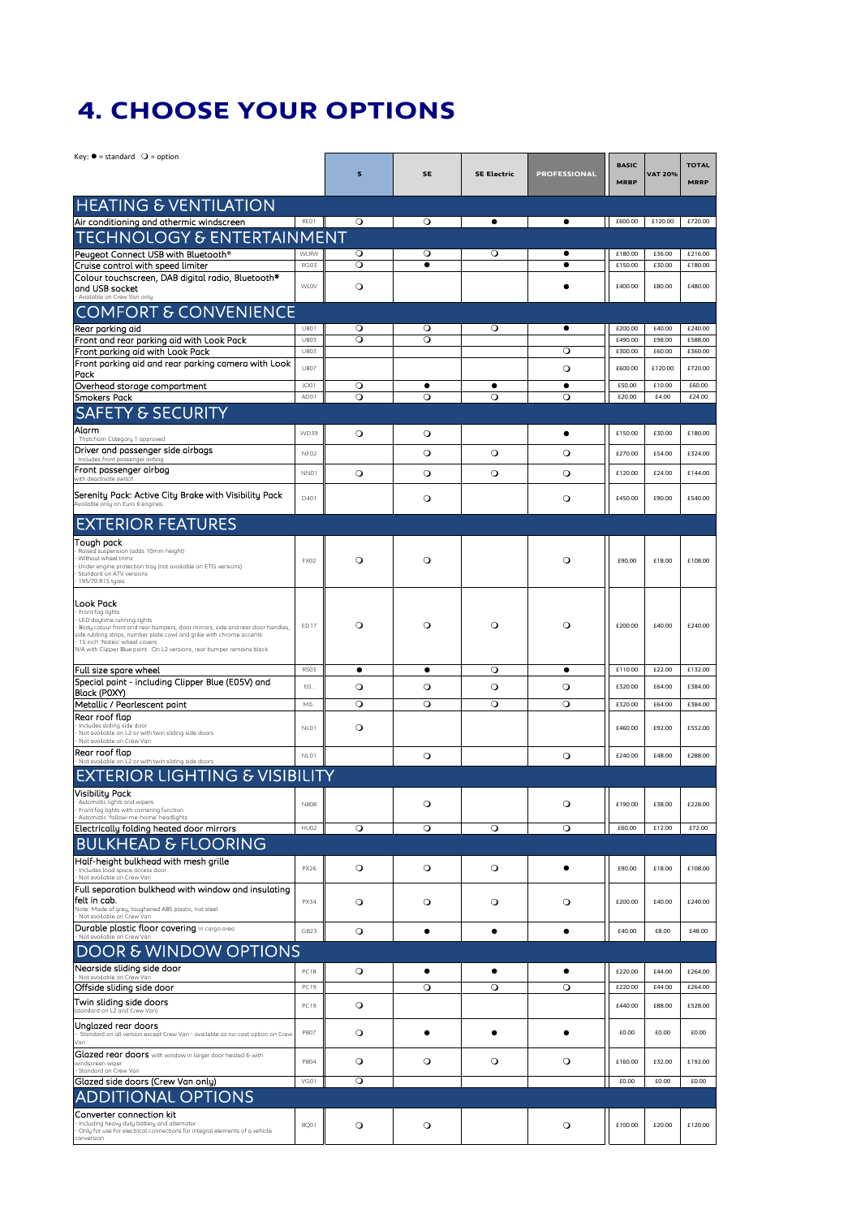# 4. CHOOSE YOUR OPTIONS

Key: ● = standard ❍ = option

| | | S | SE | SE Electric | PROFESSIONAL | BASIC MRBP | VAT 20% | TOTAL MRRP |
|---|---|---|---|---|---|---|---|---|
| **HEATING & VENTILATION** | | | | | | | | |
| Air conditioning and athermic windscreen | RE01 | ❍ | ❍ | ● | ● | £600.00 | £120.00 | £720.00 |
| **TECHNOLOGY & ENTERTAINMENT** | | | | | | | | |
| Peugeot Connect USB with Bluetooth® | WLRW | ❍ | ❍ | ❍ | ● | £180.00 | £36.00 | £216.00 |
| Cruise control with speed limiter | RG03 | ❍ | ● | | ● | £150.00 | £30.00 | £180.00 |
| Colour touchscreen, DAB digital radio, Bluetooth® and USB socket - Available on Crew Van only | WLOV | ❍ | | | ● | £400.00 | £80.00 | £480.00 |
| **COMFORT & CONVENIENCE** | | | | | | | | |
| Rear parking aid | UB01 | ❍ | ❍ | ❍ | ● | £200.00 | £40.00 | £240.00 |
| Front and rear parking aid with Look Pack | UB05 | ❍ | ❍ | | | £490.00 | £98.00 | £588.00 |
| Front parking aid with Look Pack | UB05 | | | | ❍ | £300.00 | £60.00 | £360.00 |
| Front parking aid and rear parking camera with Look Pack | UB07 | | | | ❍ | £600.00 | £120.00 | £720.00 |
| Overhead storage compartment | JO01 | ❍ | ● | ● | ● | £50.00 | £10.00 | £60.00 |
| Smokers Pack | AD01 | ❍ | ❍ | ❍ | ❍ | £20.00 | £4.00 | £24.00 |
| **SAFETY & SECURITY** | | | | | | | | |
| Alarm - Thatcham Category 1 approved | WD39 | ❍ | ❍ | | ● | £150.00 | £30.00 | £180.00 |
| Driver and passenger side airbags - Includes front passenger airbag | NF02 | | ❍ | ❍ | ❍ | £270.00 | £54.00 | £324.00 |
| Front passenger airbag with deactivate switch | NN01 | ❍ | ❍ | ❍ | ❍ | £120.00 | £24.00 | £144.00 |
| Serenity Pack: Active City Brake with Visibility Pack Available only on Euro 6 engines | D401 | | ❍ | | ❍ | £450.00 | £90.00 | £540.00 |
| **EXTERIOR FEATURES** | | | | | | | | |
| Tough pack - Raised suspension (adds 10mm height) - Without wheel trims - Under engine protection tray (not available on ETG versions) - Standard on ATV versions - 195/70 R15 tyres | FX02 | ❍ | ❍ | | ❍ | £90.00 | £18.00 | £108.00 |
| Look Pack - Front fog lights - LED daytime running lights - Body colour front and rear bumpers, door mirrors, side and rear door handles, side rubbing strips, number plate cowl and grille with chrome accents - 15 inch 'Notéo' wheel covers N/A with Clipper Blue paint. On L2 versions, rear bumper remains black. | ED17 | ❍ | ❍ | ❍ | ❍ | £200.00 | £40.00 | £240.00 |
| Full size spare wheel | RS03 | ● | ● | ❍ | ● | £110.00 | £22.00 | £132.00 |
| Special paint - including Clipper Blue (E05V) and Black (P0XY) | E0.. | ❍ | ❍ | ❍ | ❍ | £320.00 | £64.00 | £384.00 |
| Metallic / Pearlescent paint | M0.. | ❍ | ❍ | ❍ | ❍ | £320.00 | £64.00 | £384.00 |
| Rear roof flap - Includes sliding side door - Not available on L2 or with twin sliding side doors - Not available on Crew Van | NL01 | ❍ | | | | £460.00 | £92.00 | £552.00 |
| Rear roof flap - Not available on L2 or with twin sliding side doors | NL01 | | ❍ | | ❍ | £240.00 | £48.00 | £288.00 |
| **EXTERIOR LIGHTING & VISIBILITY** | | | | | | | | |
| Visibility Pack - Automatic lights and wipers - Front fog lights with cornering function - Automatic 'follow-me-home' headlights | NB08 | | ❍ | | ❍ | £190.00 | £38.00 | £228.00 |
| Electrically folding heated door mirrors | HU02 | ❍ | ❍ | ❍ | ❍ | £60.00 | £12.00 | £72.00 |
| **BULKHEAD & FLOORING** | | | | | | | | |
| Half-height bulkhead with mesh grille - Includes load space access door - Not available on Crew Van | PX26 | ❍ | ❍ | ❍ | ● | £90.00 | £18.00 | £108.00 |
| Full separation bulkhead with window and insulating felt in cab. Note: Made of grey, toughened ABS plastic, not steel - Not available on Crew Van | PX34 | ❍ | ❍ | ❍ | ❍ | £200.00 | £40.00 | £240.00 |
| Durable plastic floor covering in cargo area - Not available on Crew Van | GB23 | ❍ | ● | ● | ● | £40.00 | £8.00 | £48.00 |
| **DOOR & WINDOW OPTIONS** | | | | | | | | |
| Nearside sliding side door - Not available on Crew Van | PC18 | ❍ | ● | ● | ● | £220.00 | £44.00 | £264.00 |
| Offside sliding side door | PC19 | | ❍ | ❍ | ❍ | £220.00 | £44.00 | £264.00 |
| Twin sliding side doors (standard on L2 and Crew Van) | PC19 | ❍ | | | | £440.00 | £88.00 | £528.00 |
| Unglazed rear doors - Standard on all version except Crew Van - available as no-cost option on Crew Van | PB07 | ❍ | ● | ● | ● | £0.00 | £0.00 | £0.00 |
| Glazed rear doors with window in larger door heated & with windscreen wiper - Standard on Crew Van | PB04 | ❍ | ❍ | ❍ | ❍ | £160.00 | £32.00 | £192.00 |
| Glazed side doors (Crew Van only) | VG01 | ❍ | | | | £0.00 | £0.00 | £0.00 |
| **ADDITIONAL OPTIONS** | | | | | | | | |
| Converter connection kit - Including heavy duty battery and alternator - Only for use for electrical connections for integral elements of a vehicle conversion | BQ01 | ❍ | ❍ | | ❍ | £100.00 | £20.00 | £120.00 |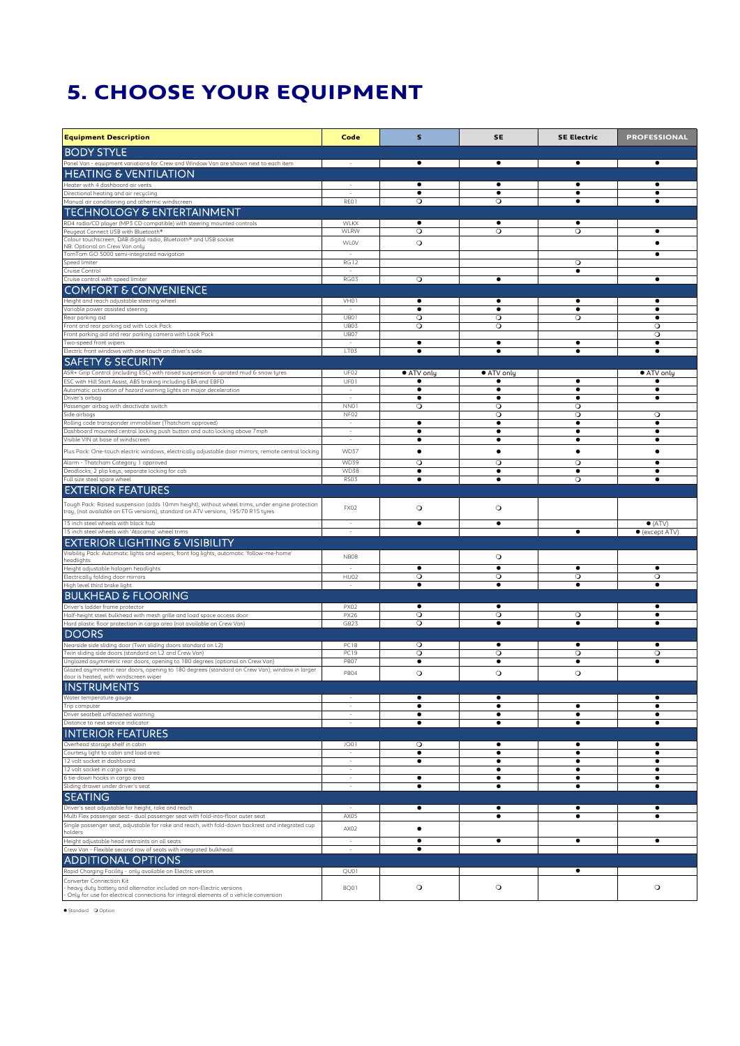# 5. CHOOSE YOUR EQUIPMENT

| Equipment Description | Code | S | SE | SE Electric | PROFESSIONAL |
|---|---|---|---|---|---|
| **BODY STYLE** | | | | | |
| Panel Van - equipment variations for Crew and Window Van are shown next to each item | - | ● | ● | ● | ● |
| **HEATING & VENTILATION** | | | | | |
| Heater with 4 dashboard air vents | - | ● | ● | ● | ● |
| Directional heating and air recycling | - | ● | ● | ● | ● |
| Manual air conditioning and athermic windscreen | RE01 | ❍ | ❍ | ● | ● |
| **TECHNOLOGY & ENTERTAINMENT** | | | | | |
| RD4 radio/CD player (MP3 CD compatible) with steering mounted controls | WLKX | ● | ● | ● | |
| Peugeot Connect USB with Bluetooth® | WLRW | ❍ | ❍ | ❍ | ● |
| Colour touchscreen, DAB digital radio, Bluetooth® and USB socket NB: Optional on Crew Van only | WLOV | ❍ | | | ● |
| TomTom GO 5000 semi-integrated navigation | - | | | | ● |
| Speed limiter | RG12 | | | ❍ | |
| Cruise Control | - | | | ● | |
| Cruise control with speed limiter | RG03 | ❍ | ● | | ● |
| **COMFORT & CONVENIENCE** | | | | | |
| Height and reach adjustable steering wheel | VH01 | ● | ● | ● | ● |
| Variable power assisted steering | - | ● | ● | ● | ● |
| Rear parking aid | UB01 | ❍ | ❍ | ❍ | ● |
| Front and rear parking aid with Look Pack | UB03 | ❍ | ❍ | | ❍ |
| Front parking aid and rear parking camera with Look Pack | UB07 | | | | ❍ |
| Two-speed front wipers | - | ● | ● | ● | ● |
| Electric front windows with one-touch on driver's side | LT03 | ● | ● | ● | ● |
| **SAFETY & SECURITY** | | | | | |
| ASR+ Grip Control (including ESC) with raised suspension & uprated mud & snow tyres | UF02 | ● ATV only | ● ATV only | | ● ATV only |
| ESC with Hill Start Assist, ABS braking including EBA and EBFD | UF01 | ● | ● | ● | ● |
| Automatic activation of hazard warning lights on major deceleration | - | ● | ● | ● | ● |
| Driver's airbag | - | ● | ● | ● | ● |
| Passenger airbag with deactivate switch | NN01 | ❍ | ❍ | ❍ | |
| Side airbags | NF02 | | ❍ | ❍ | ❍ |
| Rolling code transponder immobiliser (Thatcham approved) | - | ● | ● | ● | ● |
| Dashboard mounted central locking push button and auto locking above 7mph | - | ● | ● | ● | ● |
| Visible VIN at base of windscreen | - | ● | ● | ● | ● |
| Plus Pack: One-touch electric windows, electrically adjustable door mirrors, remote central locking | WD37 | ● | ● | ● | ● |
| Alarm - Thatcham Category 1 approved | WD39 | ❍ | ❍ | ❍ | ● |
| Deadlocks, 2 plip keys, separate locking for cab | WD38 | ● | ● | ● | ● |
| Full size steel spare wheel | RS03 | ● | ● | ❍ | ● |
| **EXTERIOR FEATURES** | | | | | |
| Tough Pack: Raised suspension (adds 10mm height), without wheel trims, under engine protection tray, (not available on ETG versions), standard on ATV versions, 195/70 R15 tyres | FX02 | ❍ | ❍ | | |
| 15 inch steel wheels with black hub | - | ● | ● | | ● (ATV) |
| 15 inch steel wheels with 'Atacama' wheel trims | - | | | ● | ● (except ATV) |
| **EXTERIOR LIGHTING & VISIBILITY** | | | | | |
| Visibility Pack: Automatic lights and wipers, front fog lights, automatic 'follow-me-home' headlights | NB08 | | ❍ | | |
| Height adjustable halogen headlights | - | ● | ● | ● | ● |
| Electrically folding door mirrors | HU02 | ❍ | ❍ | ❍ | ❍ |
| High level third brake light | - | ● | ● | ● | ● |
| **BULKHEAD & FLOORING** | | | | | |
| Driver's ladder frame protector | PX02 | ● | ● | | ● |
| Half-height steel bulkhead with mesh grille and load space access door | PX26 | ❍ | ❍ | ❍ | ● |
| Hard plastic floor protection in cargo area (not available on Crew Van) | GB23 | ❍ | ● | ● | ● |
| **DOORS** | | | | | |
| Nearside side sliding door (Twin sliding doors standard on L2) | PC18 | ❍ | ● | ● | ● |
| Twin sliding side doors (standard on L2 and Crew Van) | PC19 | ❍ | ❍ | ❍ | ❍ |
| Unglazed asymmetric rear doors, opening to 180 degrees (optional on Crew Van) | PB07 | ● | ● | ● | ● |
| Glazed asymmetric rear doors, opening to 180 degrees (standard on Crew Van); window in larger door is heated, with windscreen wiper | PB04 | ❍ | ❍ | ❍ | |
| **INSTRUMENTS** | | | | | |
| Water temperature gauge | - | ● | ● | | ● |
| Trip computer | - | ● | ● | ● | ● |
| Driver seatbelt unfastened warning | - | ● | ● | ● | ● |
| Distance to next service indicator | - | ● | ● | ● | ● |
| **INTERIOR FEATURES** | | | | | |
| Overhead storage shelf in cabin | JO01 | ❍ | ● | ● | ● |
| Courtesy light to cabin and load area | - | ● | ● | ● | ● |
| 12 volt socket in dashboard | - | ● | ● | ● | ● |
| 12 volt socket in cargo area | - | | ● | ● | ● |
| 6 tie-down hooks in cargo area | - | ● | ● | ● | ● |
| Sliding drawer under driver's seat | - | ● | ● | ● | ● |
| **SEATING** | | | | | |
| Driver's seat adjustable for height, rake and reach | - | ● | ● | ● | ● |
| Multi Flex passenger seat - dual passenger seat with fold-into-floor outer seat | AX05 | | ● | ● | ● |
| Single passenger seat, adjustable for rake and reach, with fold-down backrest and integrated cup holders | AX02 | ● | | | |
| Height adjustable head restraints on all seats | - | ● | ● | ● | ● |
| Crew Van - Flexible second row of seats with integrated bulkhead | - | ● | | | |
| **ADDITIONAL OPTIONS** | | | | | |
| Rapid Charging Facility - only available on Electric version | QU01 | | | ● | |
| Converter Connection Kit:<br>- heavy duty battery and alternator included on non-Electric versions<br>- Only for use for electrical connections for integral elements of a vehicle conversion | BQ01 | ❍ | ❍ | | ❍ |

● Standard ❍ Option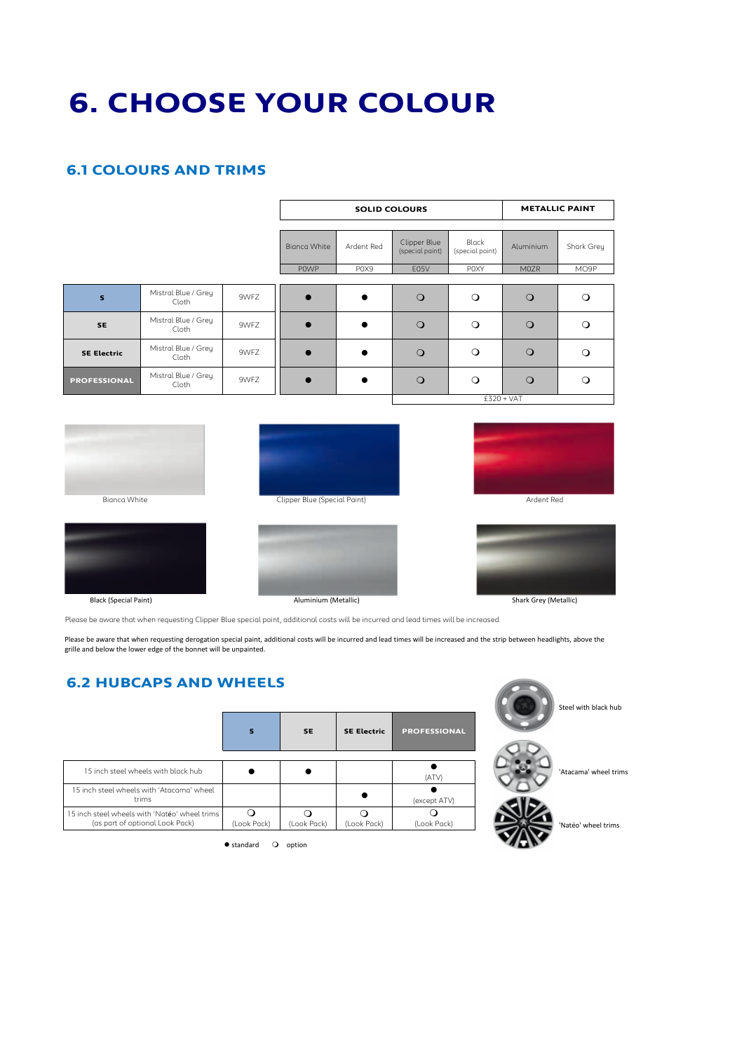# 6. CHOOSE YOUR COLOUR

## 6.1 COLOURS AND TRIMS

| | | | SOLID COLOURS | | | | METALLIC PAINT | |
|---|---|---|---|---|---|---|---|---|
| | | | Bianca White | Ardent Red | Clipper Blue (special paint) | Black (special paint) | Aluminium | Shark Grey |
| | | | P0WP | P0X9 | E05V | P0XY | M0ZR | MO9P |
| **S** | Mistral Blue / Grey Cloth | 9WFZ | ● | ● | ❍ | ❍ | ❍ | ❍ |
| **SE** | Mistral Blue / Grey Cloth | 9WFZ | ● | ● | ❍ | ❍ | ❍ | ❍ |
| **SE Electric** | Mistral Blue / Grey Cloth | 9WFZ | ● | ● | ❍ | ❍ | ❍ | ❍ |
| **PROFESSIONAL** | Mistral Blue / Grey Cloth | 9WFZ | ● | ● | ❍ | ❍ | ❍ | ❍ |
| | | | | | £320 + VAT | | | |

Bianca White

Clipper Blue (Special Paint)

Ardent Red

Black (Special Paint)

Aluminium (Metallic)

Shark Grey (Metallic)

Please be aware that when requesting Clipper Blue special paint, additional costs will be incurred and lead times will be increased.

Please be aware that when requesting derogation special paint, additional costs will be incurred and lead times will be increased and the strip between headlights, above the grille and below the lower edge of the bonnet will be unpainted.

## 6.2 HUBCAPS AND WHEELS

| | S | SE | SE Electric | PROFESSIONAL |
|---|---|---|---|---|
| 15 inch steel wheels with black hub | ● | ● | | ● (ATV) |
| 15 inch steel wheels with 'Atacama' wheel trims | | | ● | ● (except ATV) |
| 15 inch steel wheels with 'Natéo' wheel trims (as part of optional Look Pack) | ❍ (Look Pack) | ❍ (Look Pack) | ❍ (Look Pack) | ❍ (Look Pack) |

● standard ❍ option

Steel with black hub

'Atacama' wheel trims

'Natéo' wheel trims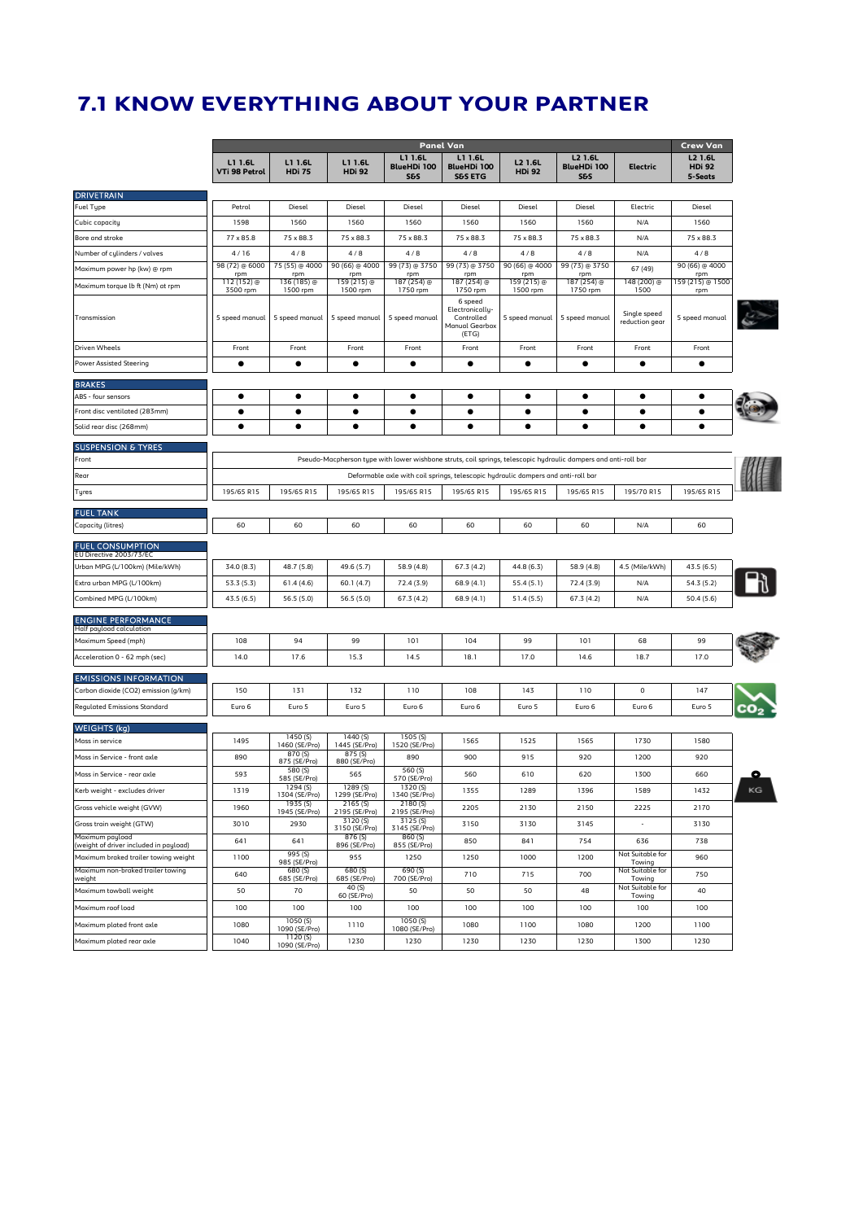# 7.1 KNOW EVERYTHING ABOUT YOUR PARTNER

| | Panel Van | | | | | | | | Crew Van |
|---|---|---|---|---|---|---|---|---|---|
| | L1 1.6L VTi 98 Petrol | L1 1.6L HDi 75 | L1 1.6L HDi 92 | L1 1.6L BlueHDi 100 S&S | L1 1.6L BlueHDi 100 S&S ETG | L2 1.6L HDi 92 | L2 1.6L BlueHDi 100 S&S | Electric | L2 1.6L HDi 92 5-Seats |
| **DRIVETRAIN** | | | | | | | | | |
| Fuel Type | Petrol | Diesel | Diesel | Diesel | Diesel | Diesel | Diesel | Electric | Diesel |
| Cubic capacity | 1598 | 1560 | 1560 | 1560 | 1560 | 1560 | 1560 | N/A | 1560 |
| Bore and stroke | 77 x 85.8 | 75 x 88.3 | 75 x 88.3 | 75 x 88.3 | 75 x 88.3 | 75 x 88.3 | 75 x 88.3 | N/A | 75 x 88.3 |
| Number of cylinders / valves | 4 / 16 | 4 / 8 | 4 / 8 | 4 / 8 | 4 / 8 | 4 / 8 | 4 / 8 | N/A | 4 / 8 |
| Maximum power hp (kw) @ rpm | 98 (72) @ 6000 rpm | 75 (55) @ 4000 rpm | 90 (66) @ 4000 rpm | 99 (73) @ 3750 rpm | 99 (73) @ 3750 rpm | 90 (66) @ 4000 rpm | 99 (73) @ 3750 rpm | 67 (49) | 90 (66) @ 4000 rpm |
| Maximum torque lb ft (Nm) at rpm | 112 (152) @ 3500 rpm | 136 (185) @ 1500 rpm | 159 (215) @ 1500 rpm | 187 (254) @ 1750 rpm | 187 (254) @ 1750 rpm | 159 (215) @ 1500 rpm | 187 (254) @ 1750 rpm | 148 (200) @ 1500 | 159 (215) @ 1500 rpm |
| Transmission | 5 speed manual | 5 speed manual | 5 speed manual | 5 speed manual | 6 speed Electronically-Controlled Manual Gearbox (ETG) | 5 speed manual | 5 speed manual | Single speed reduction gear | 5 speed manual |
| Driven Wheels | Front | Front | Front | Front | Front | Front | Front | Front | Front |
| Power Assisted Steering | ● | ● | ● | ● | ● | ● | ● | ● | ● |
| **BRAKES** | | | | | | | | | |
| ABS - four sensors | ● | ● | ● | ● | ● | ● | ● | ● | ● |
| Front disc ventilated (283mm) | ● | ● | ● | ● | ● | ● | ● | ● | ● |
| Solid rear disc (268mm) | ● | ● | ● | ● | ● | ● | ● | ● | ● |
| **SUSPENSION & TYRES** | | | | | | | | | |
| Front | Pseudo-Macpherson type with lower wishbone struts, coil springs, telescopic hydraulic dampers and anti-roll bar | | | | | | | | |
| Rear | Deformable axle with coil springs, telescopic hydraulic dampers and anti-roll bar | | | | | | | | |
| Tyres | 195/65 R15 | 195/65 R15 | 195/65 R15 | 195/65 R15 | 195/65 R15 | 195/65 R15 | 195/65 R15 | 195/70 R15 | 195/65 R15 |
| **FUEL TANK** | | | | | | | | | |
| Capacity (litres) | 60 | 60 | 60 | 60 | 60 | 60 | 60 | N/A | 60 |
| **FUEL CONSUMPTION** EU Directive 2003/73/EC | | | | | | | | | |
| Urban MPG (L/100km) (Mile/kWh) | 34.0 (8.3) | 48.7 (5.8) | 49.6 (5.7) | 58.9 (4.8) | 67.3 (4.2) | 44.8 (6.3) | 58.9 (4.8) | 4.5 (Mile/kWh) | 43.5 (6.5) |
| Extra urban MPG (L/100km) | 53.3 (5.3) | 61.4 (4.6) | 60.1 (4.7) | 72.4 (3.9) | 68.9 (4.1) | 55.4 (5.1) | 72.4 (3.9) | N/A | 54.3 (5.2) |
| Combined MPG (L/100km) | 43.5 (6.5) | 56.5 (5.0) | 56.5 (5.0) | 67.3 (4.2) | 68.9 (4.1) | 51.4 (5.5) | 67.3 (4.2) | N/A | 50.4 (5.6) |
| **ENGINE PERFORMANCE** Half payload calculation | | | | | | | | | |
| Maximum Speed (mph) | 108 | 94 | 99 | 101 | 104 | 99 | 101 | 68 | 99 |
| Acceleration 0 - 62 mph (sec) | 14.0 | 17.6 | 15.3 | 14.5 | 18.1 | 17.0 | 14.6 | 18.7 | 17.0 |
| **EMISSIONS INFORMATION** | | | | | | | | | |
| Carbon dioxide (CO2) emission (g/km) | 150 | 131 | 132 | 110 | 108 | 143 | 110 | 0 | 147 |
| Regulated Emissions Standard | Euro 6 | Euro 5 | Euro 5 | Euro 6 | Euro 6 | Euro 5 | Euro 6 | Euro 6 | Euro 5 |
| **WEIGHTS (kg)** | | | | | | | | | |
| Mass in service | 1495 | 1450 (S) 1460 (SE/Pro) | 1440 (S) 1445 (SE/Pro) | 1505 (S) 1520 (SE/Pro) | 1565 | 1525 | 1565 | 1730 | 1580 |
| Mass in Service - front axle | 890 | 870 (S) 875 (SE/Pro) | 875 (S) 880 (SE/Pro) | 890 | 900 | 915 | 920 | 1200 | 920 |
| Mass in Service - rear axle | 593 | 580 (S) 585 (SE/Pro) | 565 | 560 (S) 570 (SE/Pro) | 560 | 610 | 620 | 1300 | 660 |
| Kerb weight - excludes driver | 1319 | 1294 (S) 1304 (SE/Pro) | 1289 (S) 1299 (SE/Pro) | 1320 (S) 1340 (SE/Pro) | 1355 | 1289 | 1396 | 1589 | 1432 |
| Gross vehicle weight (GVW) | 1960 | 1935 (S) 1945 (SE/Pro) | 2165 (S) 2195 (SE/Pro) | 2180 (S) 2195 (SE/Pro) | 2205 | 2130 | 2150 | 2225 | 2170 |
| Gross train weight (GTW) | 3010 | 2930 | 3120 (S) 3150 (SE/Pro) | 3125 (S) 3145 (SE/Pro) | 3150 | 3130 | 3145 | - | 3130 |
| Maximum payload (weight of driver included in payload) | 641 | 641 | 876 (S) 896 (SE/Pro) | 860 (S) 855 (SE/Pro) | 850 | 841 | 754 | 636 | 738 |
| Maximum braked trailer towing weight | 1100 | 995 (S) 985 (SE/Pro) | 955 | 1250 | 1250 | 1000 | 1200 | Not Suitable for Towing | 960 |
| Maximum non-braked trailer towing weight | 640 | 680 (S) 685 (SE/Pro) | 680 (S) 685 (SE/Pro) | 690 (S) 700 (SE/Pro) | 710 | 715 | 700 | Not Suitable for Towing | 750 |
| Maximum towball weight | 50 | 70 | 40 (S) 60 (SE/Pro) | 50 | 50 | 50 | 48 | Not Suitable for Towing | 40 |
| Maximum roof load | 100 | 100 | 100 | 100 | 100 | 100 | 100 | 100 | 100 |
| Maximum plated front axle | 1080 | 1050 (S) 1090 (SE/Pro) | 1110 | 1050 (S) 1080 (SE/Pro) | 1080 | 1100 | 1080 | 1200 | 1100 |
| Maximum plated rear axle | 1040 | 1120 (S) 1090 (SE/Pro) | 1230 | 1230 | 1230 | 1230 | 1230 | 1300 | 1230 |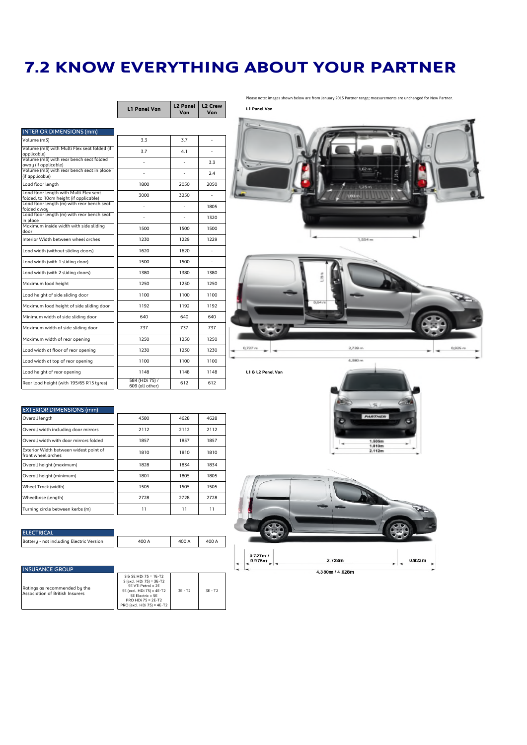# 7.2 KNOW EVERYTHING ABOUT YOUR PARTNER

Please note: images shown below are from January 2015 Partner range; measurements are unchanged for New Partner.

| | L1 Panel Van | L2 Panel Van | L2 Crew Van |
|---|---|---|---|
| **INTERIOR DIMENSIONS (mm)** | | | |
| Volume (m3) | 3.3 | 3.7 | - |
| Volume (m3) with Multi Flex seat folded (if applicable) | 3.7 | 4.1 | - |
| Volume (m3) with rear bench seat folded away (if applicable) | - | - | 3.3 |
| Volume (m3) with rear bench seat in place (if applicable) | - | - | 2.4 |
| Load floor length | 1800 | 2050 | 2050 |
| Load floor length with Multi Flex seat folded, to 10cm height (if applicable) | 3000 | 3250 | - |
| Load floor length (m) with rear bench seat folded away | - | - | 1805 |
| Load floor length (m) with rear bench seat in place | - | - | 1320 |
| Maximum inside width with side sliding door | 1500 | 1500 | 1500 |
| Interior Width between wheel arches | 1230 | 1229 | 1229 |
| Load width (without sliding doors) | 1620 | 1620 | - |
| Load width (with 1 sliding door) | 1500 | 1500 | - |
| Load width (with 2 sliding doors) | 1380 | 1380 | 1380 |
| Maximum load height | 1250 | 1250 | 1250 |
| Load height of side sliding door | 1100 | 1100 | 1100 |
| Maximum load height of side sliding door | 1192 | 1192 | 1192 |
| Minimum width of side sliding door | 640 | 640 | 640 |
| Maximum width of side sliding door | 737 | 737 | 737 |
| Maximum width of rear opening | 1250 | 1250 | 1250 |
| Load width at floor of rear opening | 1230 | 1230 | 1230 |
| Load width at top of rear opening | 1100 | 1100 | 1100 |
| Load height of rear opening | 1148 | 1148 | 1148 |
| Rear load height (with 195/65 R15 tyres) | 584 (HDi 75) / 609 (all other) | 612 | 612 |

| | L1 Panel Van | L2 Panel Van | L2 Crew Van |
|---|---|---|---|
| **EXTERIOR DIMENSIONS (mm)** | | | |
| Overall length | 4380 | 4628 | 4628 |
| Overall width including door mirrors | 2112 | 2112 | 2112 |
| Overall width with door mirrors folded | 1857 | 1857 | 1857 |
| Exterior Width between widest point of front wheel arches | 1810 | 1810 | 1810 |
| Overall height (maximum) | 1828 | 1834 | 1834 |
| Overall height (minimum) | 1801 | 1805 | 1805 |
| Wheel Track (width) | 1505 | 1505 | 1505 |
| Wheelbase (length) | 2728 | 2728 | 2728 |
| Turning circle between kerbs (m) | 11 | 11 | 11 |

| | L1 Panel Van | L2 Panel Van | L2 Crew Van |
|---|---|---|---|
| **ELECTRICAL** | | | |
| Battery - not including Electric Version | 400 A | 400 A | 400 A |

| | L1 Panel Van | L2 Panel Van | L2 Crew Van |
|---|---|---|---|
| **INSURANCE GROUP** | | | |
| Ratings as recommended by the Association of British Insurers | S & SE HDi 75 = 1E-T2<br>S (excl. HDi 75) = 3E-T2<br>SE VTi Petrol = 2E<br>SE (excl. HDi 75) = 4E-T2<br>SE Electric = 5E<br>PRO HDi 75 = 2E-T2<br>PRO (excl. HDi 75) = 4E-T2 | 3E - T2 | 3E - T2 |

**L1 Panel Van**

1,62 m
1,25 m
1,23 m
1,80 m
1,554 m
1,19 m
0,64 m
0,727 m
2,728 m
0,925 m
4,380 m

**L1 & L2 Panel Van**

1.505m
1.810m
2.112m

0.727m / 0.975m
2.728m
0.923m
4.380m / 4.628m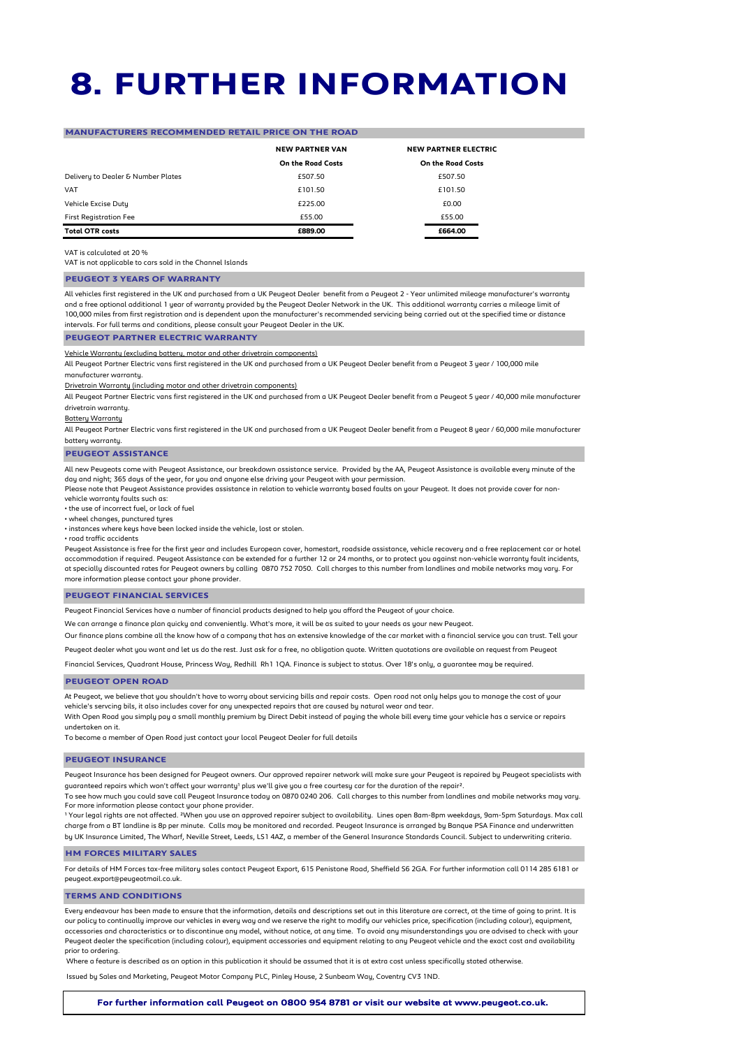# 8. FURTHER INFORMATION

## MANUFACTURERS RECOMMENDED RETAIL PRICE ON THE ROAD

| | NEW PARTNER VAN | NEW PARTNER ELECTRIC |
|---|---|---|
| | On the Road Costs | On the Road Costs |
| Delivery to Dealer & Number Plates | £507.50 | £507.50 |
| VAT | £101.50 | £101.50 |
| Vehicle Excise Duty | £225.00 | £0.00 |
| First Registration Fee | £55.00 | £55.00 |
| **Total OTR costs** | **£889.00** | **£664.00** |

VAT is calculated at 20 %

VAT is not applicable to cars sold in the Channel Islands

## PEUGEOT 3 YEARS OF WARRANTY

All vehicles first registered in the UK and purchased from a UK Peugeot Dealer benefit from a Peugeot 2 - Year unlimited mileage manufacturer's warranty and a free optional additional 1 year of warranty provided by the Peugeot Dealer Network in the UK. This additional warranty carries a mileage limit of 100,000 miles from first registration and is dependent upon the manufacturer's recommended servicing being carried out at the specified time or distance intervals. For full terms and conditions, please consult your Peugeot Dealer in the UK.

## PEUGEOT PARTNER ELECTRIC WARRANTY

Vehicle Warranty (excluding battery, motor and other drivetrain components)

All Peugeot Partner Electric vans first registered in the UK and purchased from a UK Peugeot Dealer benefit from a Peugeot 3 year / 100,000 mile manufacturer warranty.

Drivetrain Warranty (including motor and other drivetrain components)

All Peugeot Partner Electric vans first registered in the UK and purchased from a UK Peugeot Dealer benefit from a Peugeot 5 year / 40,000 mile manufacturer drivetrain warranty.

Battery Warranty

All Peugeot Partner Electric vans first registered in the UK and purchased from a UK Peugeot Dealer benefit from a Peugeot 8 year / 60,000 mile manufacturer battery warranty.

## PEUGEOT ASSISTANCE

All new Peugeots come with Peugeot Assistance, our breakdown assistance service. Provided by the AA, Peugeot Assistance is available every minute of the day and night; 365 days of the year, for you and anyone else driving your Peugeot with your permission.

Please note that Peugeot Assistance provides assistance in relation to vehicle warranty based faults on your Peugeot. It does not provide cover for non-vehicle warranty faults such as:

- the use of incorrect fuel, or lack of fuel
- wheel changes, punctured tyres
- instances where keys have been locked inside the vehicle, lost or stolen.
- road traffic accidents

Peugeot Assistance is free for the first year and includes European cover, homestart, roadside assistance, vehicle recovery and a free replacement car or hotel accommodation if required. Peugeot Assistance can be extended for a further 12 or 24 months, or to protect you against non-vehicle warranty fault incidents, at specially discounted rates for Peugeot owners by calling 0870 752 7050. Call charges to this number from landlines and mobile networks may vary. For more information please contact your phone provider.

## PEUGEOT FINANCIAL SERVICES

Peugeot Financial Services have a number of financial products designed to help you afford the Peugeot of your choice.

We can arrange a finance plan quicky and conveniently. What's more, it will be as suited to your needs as your new Peugeot.

Our finance plans combine all the know how of a company that has an extensive knowledge of the car market with a financial service you can trust. Tell your Peugeot dealer what you want and let us do the rest. Just ask for a free, no obligation quote. Written quotations are available on request from Peugeot Financial Services, Quadrant House, Princess Way, Redhill Rh1 1QA. Finance is subject to status. Over 18's only, a guarantee may be required.

## PEUGEOT OPEN ROAD

At Peugeot, we believe that you shouldn't have to worry about servicing bills and repair costs. Open road not only helps you to manage the cost of your vehicle's servcing bils, it also includes cover for any unexpected repairs that are caused by natural wear and tear.

With Open Road you simply pay a small monthly premium by Direct Debit instead of paying the whole bill every time your vehicle has a service or repairs undertaken on it.

To become a member of Open Road just contact your local Peugeot Dealer for full details

## PEUGEOT INSURANCE

Peugeot Insurance has been designed for Peugeot owners. Our approved repairer network will make sure your Peugeot is repaired by Peugeot specialists with guaranteed repairs which won't affect your warranty[1] plus we'll give you a free courtesy car for the duration of the repair[2].

To see how much you could save call Peugeot Insurance today on 0870 0240 206. Call charges to this number from landlines and mobile networks may vary. For more information please contact your phone provider.

[1] Your legal rights are not affected. [2]When you use an approved repairer subject to availability. Lines open 8am-8pm weekdays, 9am-5pm Saturdays. Max call charge from a BT landline is 8p per minute. Calls may be monitored and recorded. Peugeot Insurance is arranged by Banque PSA Finance and underwritten by UK Insurance Limited, The Wharf, Neville Street, Leeds, LS1 4AZ, a member of the General Insurance Standards Council. Subject to underwriting criteria.

## HM FORCES MILITARY SALES

For details of HM Forces tax-free military sales contact Peugeot Export, 615 Penistone Road, Sheffield S6 2GA. For further information call 0114 285 6181 or peugeot.export@peugeotmail.co.uk.

## TERMS AND CONDITIONS

Every endeavour has been made to ensure that the information, details and descriptions set out in this literature are correct, at the time of going to print. It is our policy to continually improve our vehicles in every way and we reserve the right to modify our vehicles price, specification (including colour), equipment, accessories and characteristics or to discontinue any model, without notice, at any time. To avoid any misunderstandings you are advised to check with your Peugeot dealer the specification (including colour), equipment accessories and equipment relating to any Peugeot vehicle and the exact cost and availability prior to ordering.

Where a feature is described as an option in this publication it should be assumed that it is at extra cost unless specifically stated otherwise.

Issued by Sales and Marketing, Peugeot Motor Company PLC, Pinley House, 2 Sunbeam Way, Coventry CV3 1ND.

**For further information call Peugeot on 0800 954 8781 or visit our website at www.peugeot.co.uk.**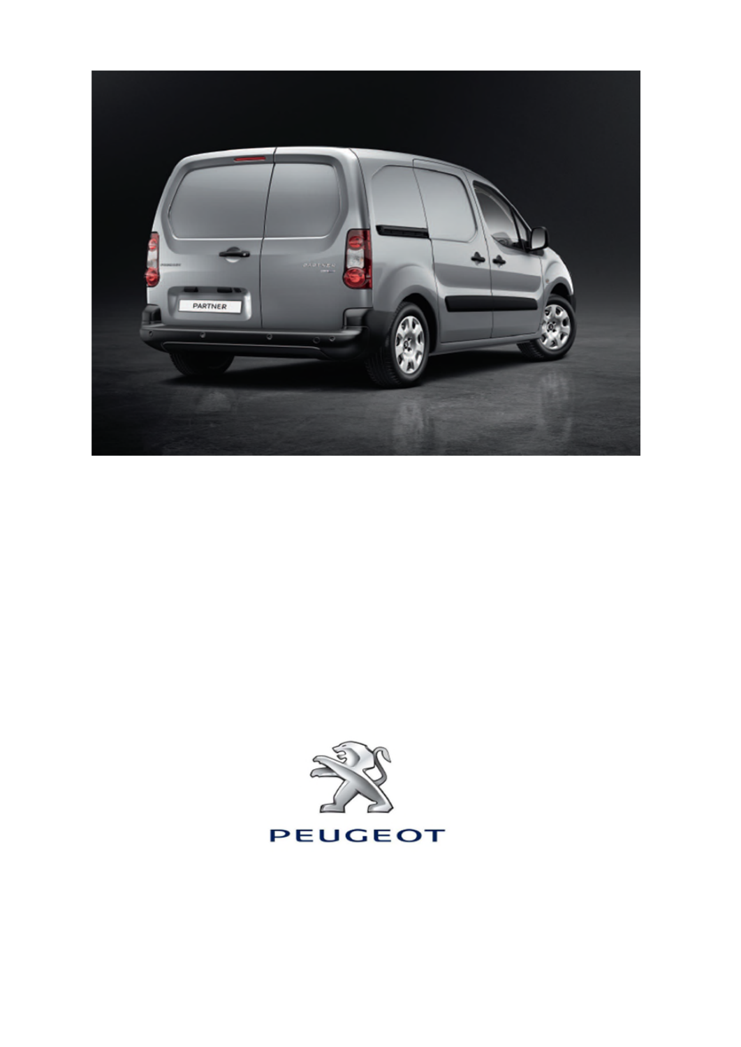PEUGEOT